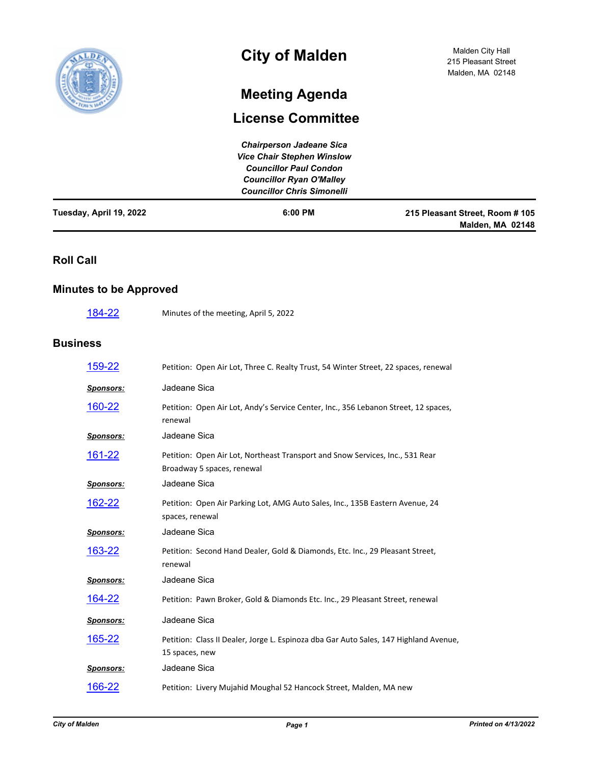# City of Malden

Malden City Hall
215 Pleasant Street
Malden, MA 02148

## Meeting Agenda

## License Committee

***Chairperson Jadeane Sica***
***Vice Chair Stephen Winslow***
***Councillor Paul Condon***
***Councillor Ryan O'Malley***
***Councillor Chris Simonelli***

| **Tuesday, April 19, 2022** | **6:00 PM** | **215 Pleasant Street, Room # 105 Malden, MA 02148** |
|---|---|---|

## Roll Call

## Minutes to be Approved

184-22 Minutes of the meeting, April 5, 2022

## Business

159-22 Petition: Open Air Lot, Three C. Realty Trust, 54 Winter Street, 22 spaces, renewal

***Sponsors:*** Jadeane Sica

160-22 Petition: Open Air Lot, Andy's Service Center, Inc., 356 Lebanon Street, 12 spaces, renewal

***Sponsors:*** Jadeane Sica

161-22 Petition: Open Air Lot, Northeast Transport and Snow Services, Inc., 531 Rear Broadway 5 spaces, renewal

***Sponsors:*** Jadeane Sica

162-22 Petition: Open Air Parking Lot, AMG Auto Sales, Inc., 135B Eastern Avenue, 24 spaces, renewal

***Sponsors:*** Jadeane Sica

163-22 Petition: Second Hand Dealer, Gold & Diamonds, Etc. Inc., 29 Pleasant Street, renewal

***Sponsors:*** Jadeane Sica

164-22 Petition: Pawn Broker, Gold & Diamonds Etc. Inc., 29 Pleasant Street, renewal

***Sponsors:*** Jadeane Sica

165-22 Petition: Class II Dealer, Jorge L. Espinoza dba Gar Auto Sales, 147 Highland Avenue, 15 spaces, new

***Sponsors:*** Jadeane Sica

166-22 Petition: Livery Mujahid Moughal 52 Hancock Street, Malden, MA new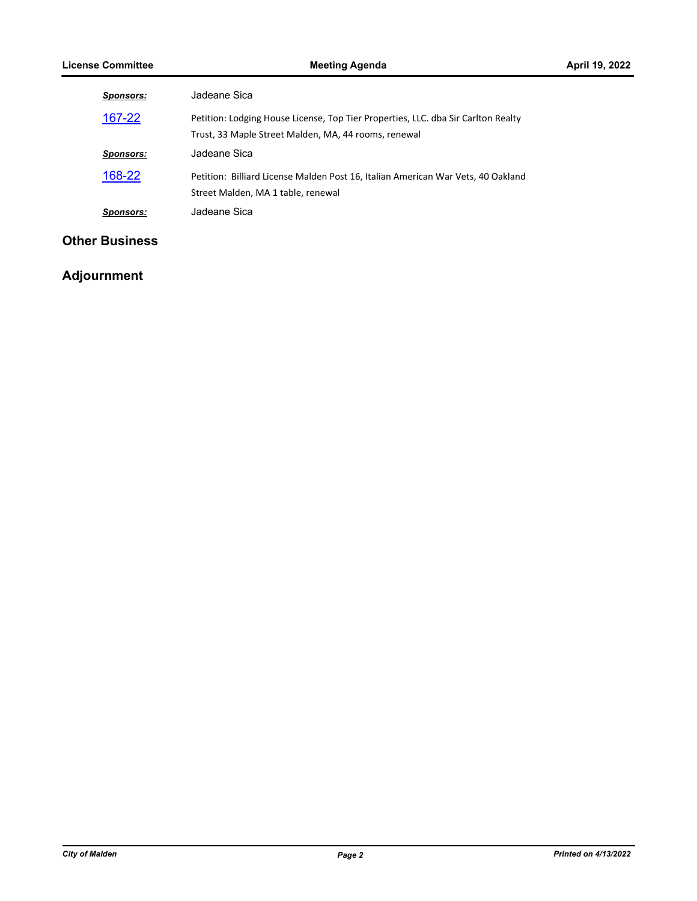***Sponsors:*** Jadeane Sica

[167-22] Petition: Lodging House License, Top Tier Properties, LLC. dba Sir Carlton Realty Trust, 33 Maple Street Malden, MA, 44 rooms, renewal

***Sponsors:*** Jadeane Sica

[168-22] Petition: Billiard License Malden Post 16, Italian American War Vets, 40 Oakland Street Malden, MA 1 table, renewal

***Sponsors:*** Jadeane Sica

## Other Business

## Adjournment